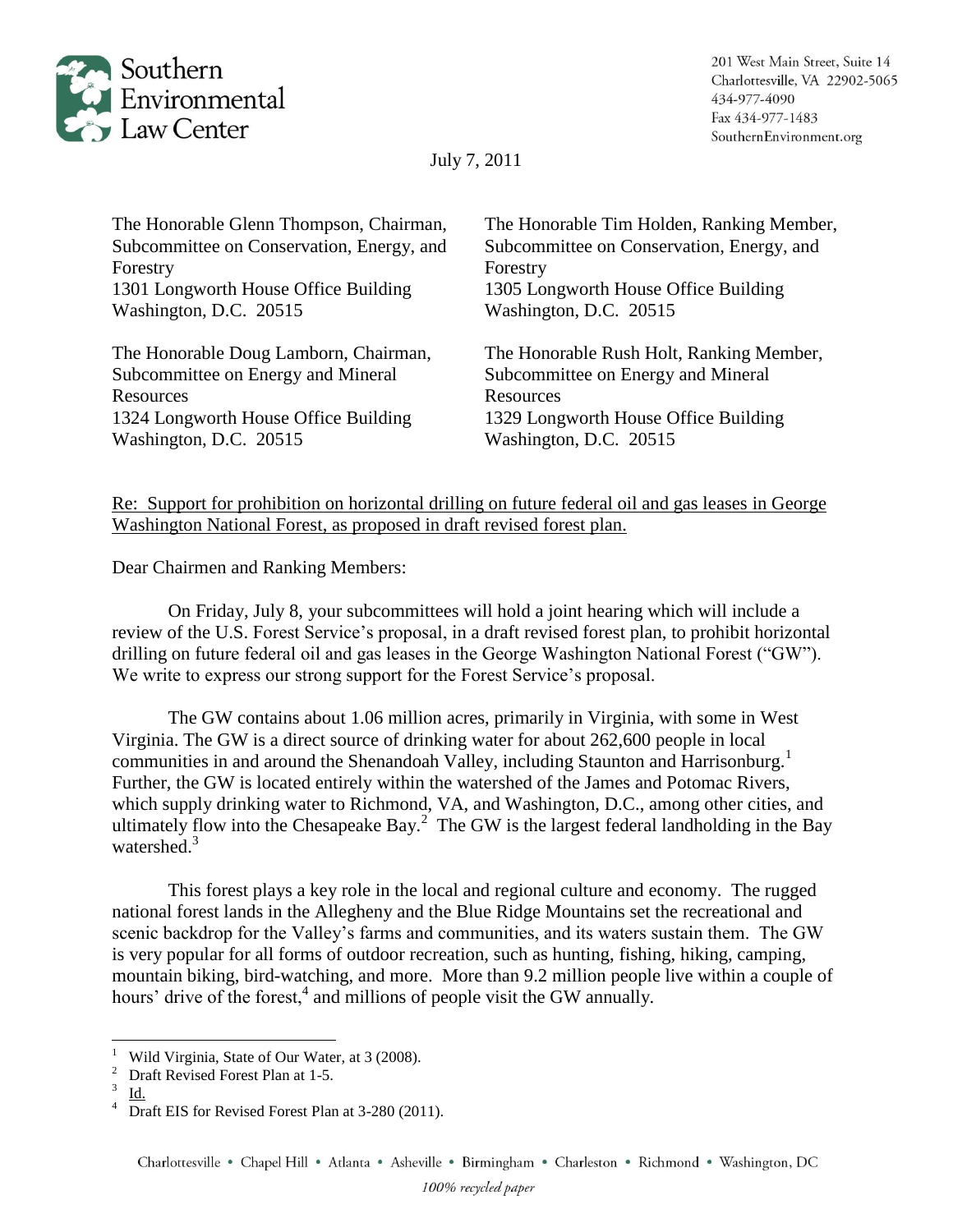Southern Environmental Law Center

201 West Main Street, Suite 14
Charlottesville, VA 22902-5065
434-977-4090
Fax 434-977-1483
SouthernEnvironment.org

July 7, 2011

The Honorable Glenn Thompson, Chairman,
Subcommittee on Conservation, Energy, and Forestry
1301 Longworth House Office Building
Washington, D.C. 20515

The Honorable Tim Holden, Ranking Member,
Subcommittee on Conservation, Energy, and Forestry
1305 Longworth House Office Building
Washington, D.C. 20515

The Honorable Doug Lamborn, Chairman,
Subcommittee on Energy and Mineral Resources
1324 Longworth House Office Building
Washington, D.C. 20515

The Honorable Rush Holt, Ranking Member,
Subcommittee on Energy and Mineral Resources
1329 Longworth House Office Building
Washington, D.C. 20515

Re: Support for prohibition on horizontal drilling on future federal oil and gas leases in George Washington National Forest, as proposed in draft revised forest plan.

Dear Chairmen and Ranking Members:

On Friday, July 8, your subcommittees will hold a joint hearing which will include a review of the U.S. Forest Service's proposal, in a draft revised forest plan, to prohibit horizontal drilling on future federal oil and gas leases in the George Washington National Forest ("GW"). We write to express our strong support for the Forest Service's proposal.

The GW contains about 1.06 million acres, primarily in Virginia, with some in West Virginia. The GW is a direct source of drinking water for about 262,600 people in local communities in and around the Shenandoah Valley, including Staunton and Harrisonburg.[1] Further, the GW is located entirely within the watershed of the James and Potomac Rivers, which supply drinking water to Richmond, VA, and Washington, D.C., among other cities, and ultimately flow into the Chesapeake Bay.[2] The GW is the largest federal landholding in the Bay watershed.[3]

This forest plays a key role in the local and regional culture and economy. The rugged national forest lands in the Allegheny and the Blue Ridge Mountains set the recreational and scenic backdrop for the Valley's farms and communities, and its waters sustain them. The GW is very popular for all forms of outdoor recreation, such as hunting, fishing, hiking, camping, mountain biking, bird-watching, and more. More than 9.2 million people live within a couple of hours' drive of the forest,[4] and millions of people visit the GW annually.

---

[1] Wild Virginia, State of Our Water, at 3 (2008).

[2] Draft Revised Forest Plan at 1-5.

[3] Id.

[4] Draft EIS for Revised Forest Plan at 3-280 (2011).

Charlottesville • Chapel Hill • Atlanta • Asheville • Birmingham • Charleston • Richmond • Washington, DC

*100% recycled paper*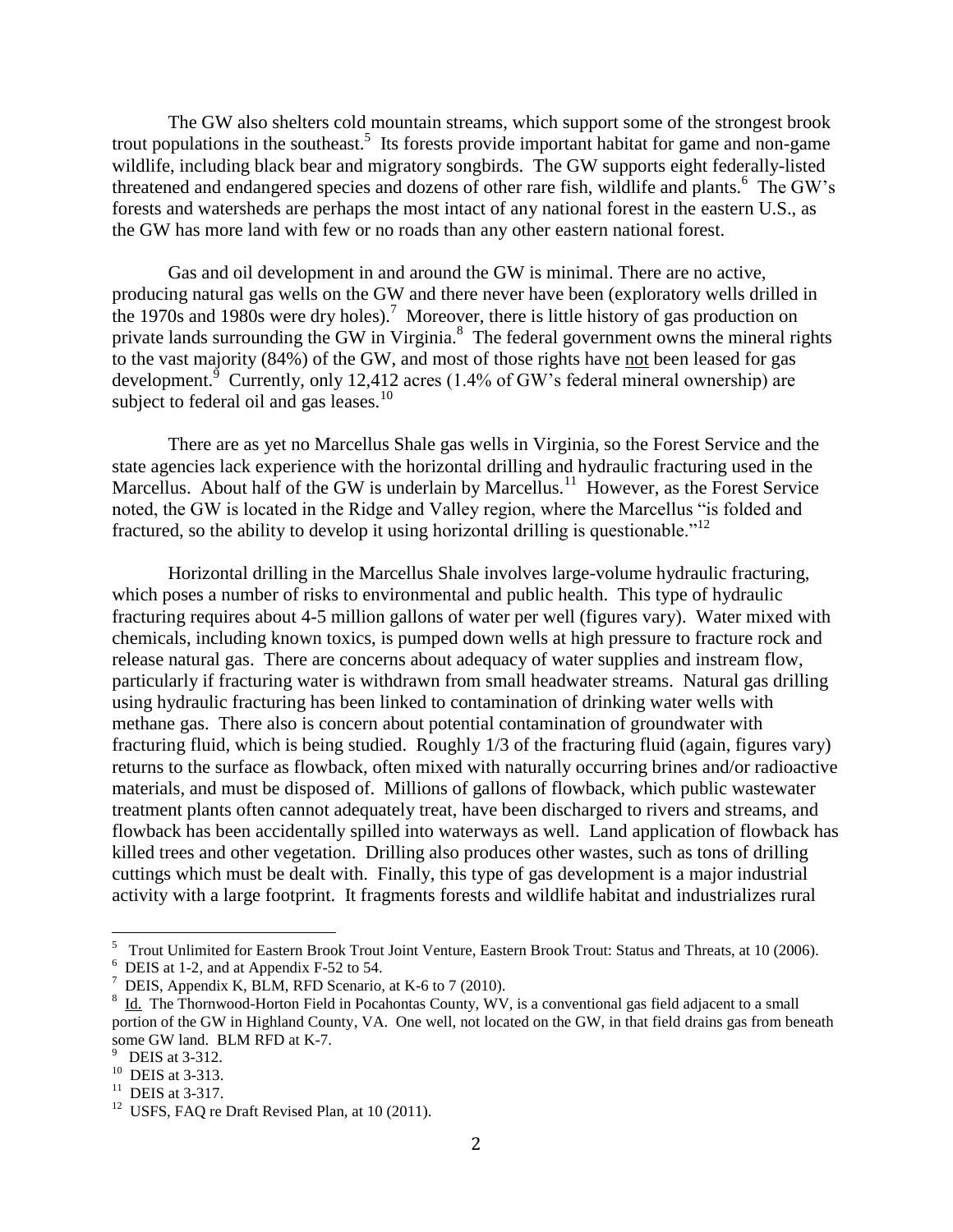The GW also shelters cold mountain streams, which support some of the strongest brook trout populations in the southeast.[5] Its forests provide important habitat for game and non-game wildlife, including black bear and migratory songbirds. The GW supports eight federally-listed threatened and endangered species and dozens of other rare fish, wildlife and plants.[6] The GW's forests and watersheds are perhaps the most intact of any national forest in the eastern U.S., as the GW has more land with few or no roads than any other eastern national forest.

Gas and oil development in and around the GW is minimal. There are no active, producing natural gas wells on the GW and there never have been (exploratory wells drilled in the 1970s and 1980s were dry holes).[7] Moreover, there is little history of gas production on private lands surrounding the GW in Virginia.[8] The federal government owns the mineral rights to the vast majority (84%) of the GW, and most of those rights have not been leased for gas development.[9] Currently, only 12,412 acres (1.4% of GW's federal mineral ownership) are subject to federal oil and gas leases.[10]

There are as yet no Marcellus Shale gas wells in Virginia, so the Forest Service and the state agencies lack experience with the horizontal drilling and hydraulic fracturing used in the Marcellus. About half of the GW is underlain by Marcellus.[11] However, as the Forest Service noted, the GW is located in the Ridge and Valley region, where the Marcellus "is folded and fractured, so the ability to develop it using horizontal drilling is questionable."[12]

Horizontal drilling in the Marcellus Shale involves large-volume hydraulic fracturing, which poses a number of risks to environmental and public health. This type of hydraulic fracturing requires about 4-5 million gallons of water per well (figures vary). Water mixed with chemicals, including known toxics, is pumped down wells at high pressure to fracture rock and release natural gas. There are concerns about adequacy of water supplies and instream flow, particularly if fracturing water is withdrawn from small headwater streams. Natural gas drilling using hydraulic fracturing has been linked to contamination of drinking water wells with methane gas. There also is concern about potential contamination of groundwater with fracturing fluid, which is being studied. Roughly 1/3 of the fracturing fluid (again, figures vary) returns to the surface as flowback, often mixed with naturally occurring brines and/or radioactive materials, and must be disposed of. Millions of gallons of flowback, which public wastewater treatment plants often cannot adequately treat, have been discharged to rivers and streams, and flowback has been accidentally spilled into waterways as well. Land application of flowback has killed trees and other vegetation. Drilling also produces other wastes, such as tons of drilling cuttings which must be dealt with. Finally, this type of gas development is a major industrial activity with a large footprint. It fragments forests and wildlife habitat and industrializes rural

---

[5] Trout Unlimited for Eastern Brook Trout Joint Venture, Eastern Brook Trout: Status and Threats, at 10 (2006).

[6] DEIS at 1-2, and at Appendix F-52 to 54.

[7] DEIS, Appendix K, BLM, RFD Scenario, at K-6 to 7 (2010).

[8] Id. The Thornwood-Horton Field in Pocahontas County, WV, is a conventional gas field adjacent to a small portion of the GW in Highland County, VA. One well, not located on the GW, in that field drains gas from beneath some GW land. BLM RFD at K-7.

[9] DEIS at 3-312.

[10] DEIS at 3-313.

[11] DEIS at 3-317.

[12] USFS, FAQ re Draft Revised Plan, at 10 (2011).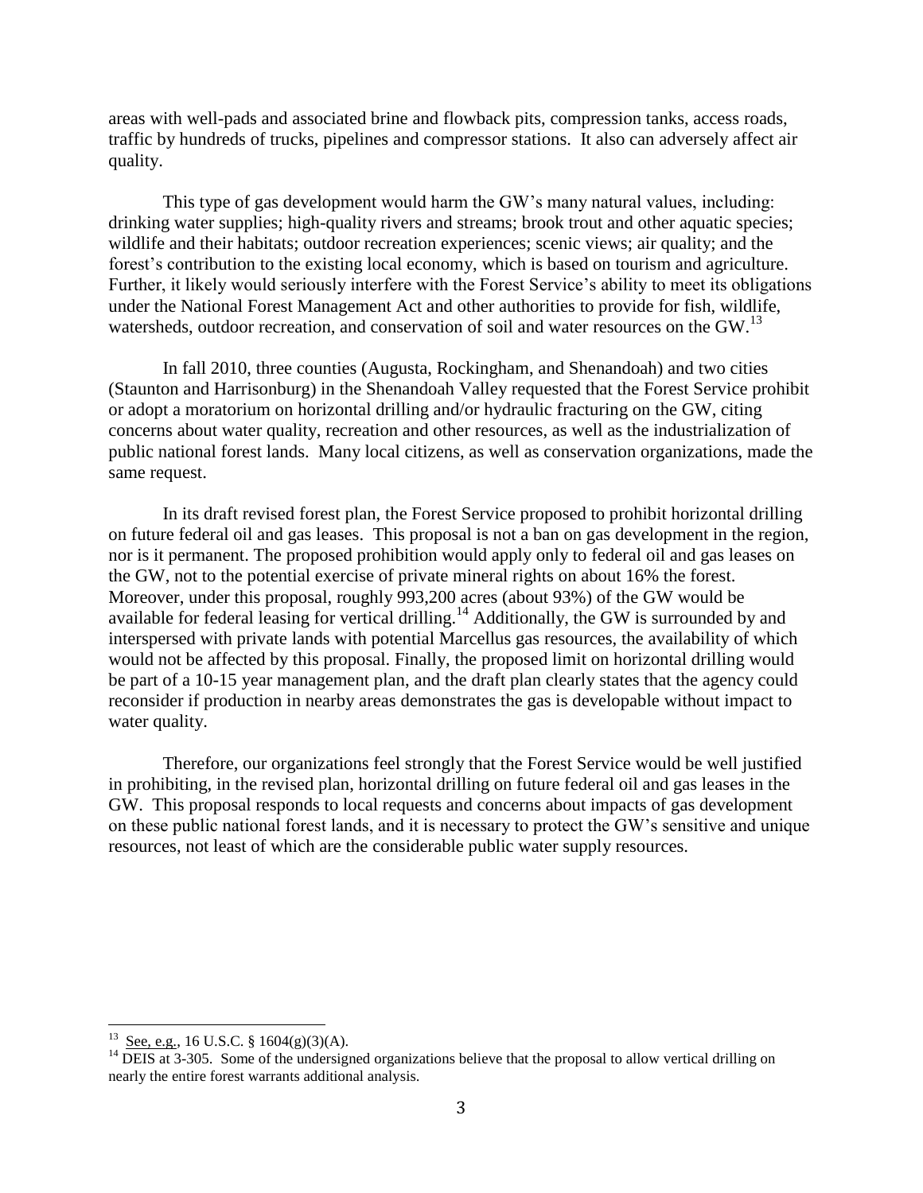areas with well-pads and associated brine and flowback pits, compression tanks, access roads, traffic by hundreds of trucks, pipelines and compressor stations. It also can adversely affect air quality.

This type of gas development would harm the GW's many natural values, including: drinking water supplies; high-quality rivers and streams; brook trout and other aquatic species; wildlife and their habitats; outdoor recreation experiences; scenic views; air quality; and the forest's contribution to the existing local economy, which is based on tourism and agriculture. Further, it likely would seriously interfere with the Forest Service's ability to meet its obligations under the National Forest Management Act and other authorities to provide for fish, wildlife, watersheds, outdoor recreation, and conservation of soil and water resources on the GW.[13]

In fall 2010, three counties (Augusta, Rockingham, and Shenandoah) and two cities (Staunton and Harrisonburg) in the Shenandoah Valley requested that the Forest Service prohibit or adopt a moratorium on horizontal drilling and/or hydraulic fracturing on the GW, citing concerns about water quality, recreation and other resources, as well as the industrialization of public national forest lands. Many local citizens, as well as conservation organizations, made the same request.

In its draft revised forest plan, the Forest Service proposed to prohibit horizontal drilling on future federal oil and gas leases. This proposal is not a ban on gas development in the region, nor is it permanent. The proposed prohibition would apply only to federal oil and gas leases on the GW, not to the potential exercise of private mineral rights on about 16% the forest. Moreover, under this proposal, roughly 993,200 acres (about 93%) of the GW would be available for federal leasing for vertical drilling.[14] Additionally, the GW is surrounded by and interspersed with private lands with potential Marcellus gas resources, the availability of which would not be affected by this proposal. Finally, the proposed limit on horizontal drilling would be part of a 10-15 year management plan, and the draft plan clearly states that the agency could reconsider if production in nearby areas demonstrates the gas is developable without impact to water quality.

Therefore, our organizations feel strongly that the Forest Service would be well justified in prohibiting, in the revised plan, horizontal drilling on future federal oil and gas leases in the GW. This proposal responds to local requests and concerns about impacts of gas development on these public national forest lands, and it is necessary to protect the GW's sensitive and unique resources, not least of which are the considerable public water supply resources.

---

[13] See, e.g., 16 U.S.C. § 1604(g)(3)(A).

[14] DEIS at 3-305. Some of the undersigned organizations believe that the proposal to allow vertical drilling on nearly the entire forest warrants additional analysis.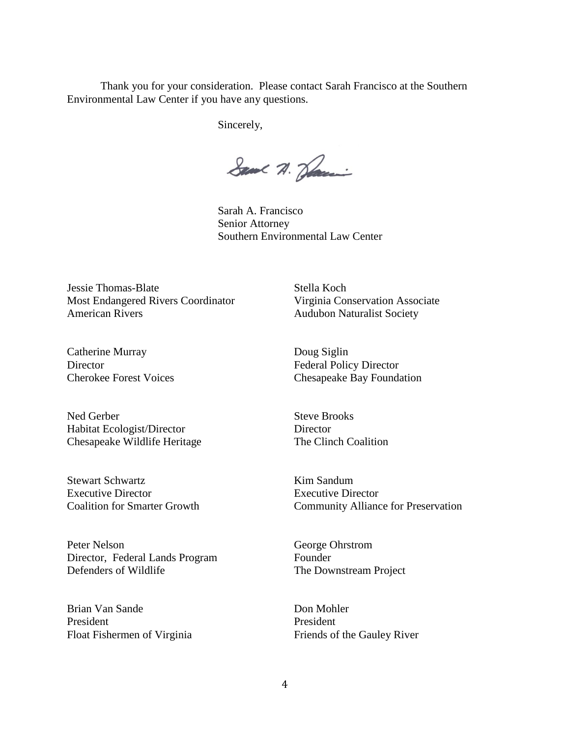Thank you for your consideration. Please contact Sarah Francisco at the Southern Environmental Law Center if you have any questions.

Sincerely,

Sarah A. Francisco
Senior Attorney
Southern Environmental Law Center

Jessie Thomas-Blate
Most Endangered Rivers Coordinator
American Rivers

Stella Koch
Virginia Conservation Associate
Audubon Naturalist Society

Catherine Murray
Director
Cherokee Forest Voices

Doug Siglin
Federal Policy Director
Chesapeake Bay Foundation

Ned Gerber
Habitat Ecologist/Director
Chesapeake Wildlife Heritage

Steve Brooks
Director
The Clinch Coalition

Stewart Schwartz
Executive Director
Coalition for Smarter Growth

Kim Sandum
Executive Director
Community Alliance for Preservation

Peter Nelson
Director, Federal Lands Program
Defenders of Wildlife

George Ohrstrom
Founder
The Downstream Project

Brian Van Sande
President
Float Fishermen of Virginia

Don Mohler
President
Friends of the Gauley River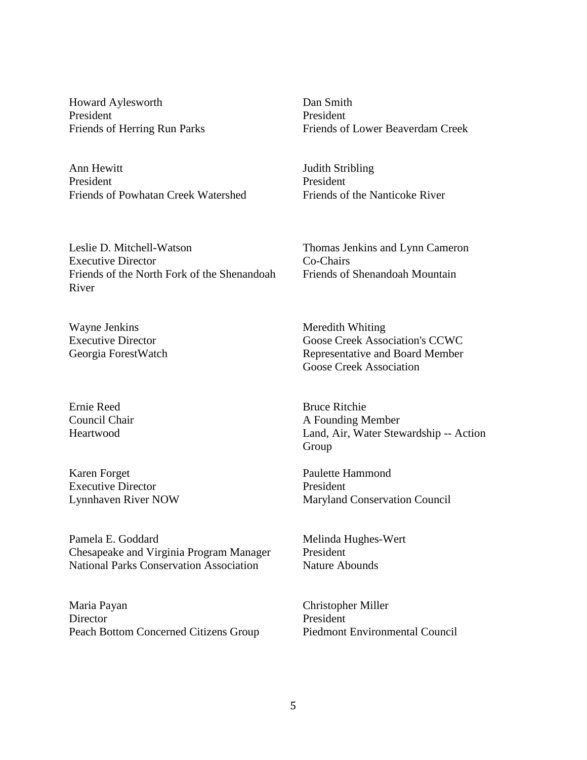Howard Aylesworth
President
Friends of Herring Run Parks

Dan Smith
President
Friends of Lower Beaverdam Creek

Ann Hewitt
President
Friends of Powhatan Creek Watershed

Judith Stribling
President
Friends of the Nanticoke River

Leslie D. Mitchell-Watson
Executive Director
Friends of the North Fork of the Shenandoah River

Thomas Jenkins and Lynn Cameron
Co-Chairs
Friends of Shenandoah Mountain

Wayne Jenkins
Executive Director
Georgia ForestWatch

Meredith Whiting
Goose Creek Association's CCWC Representative and Board Member
Goose Creek Association

Ernie Reed
Council Chair
Heartwood

Bruce Ritchie
A Founding Member
Land, Air, Water Stewardship -- Action Group

Karen Forget
Executive Director
Lynnhaven River NOW

Paulette Hammond
President
Maryland Conservation Council

Pamela E. Goddard
Chesapeake and Virginia Program Manager
National Parks Conservation Association

Melinda Hughes-Wert
President
Nature Abounds

Maria Payan
Director
Peach Bottom Concerned Citizens Group

Christopher Miller
President
Piedmont Environmental Council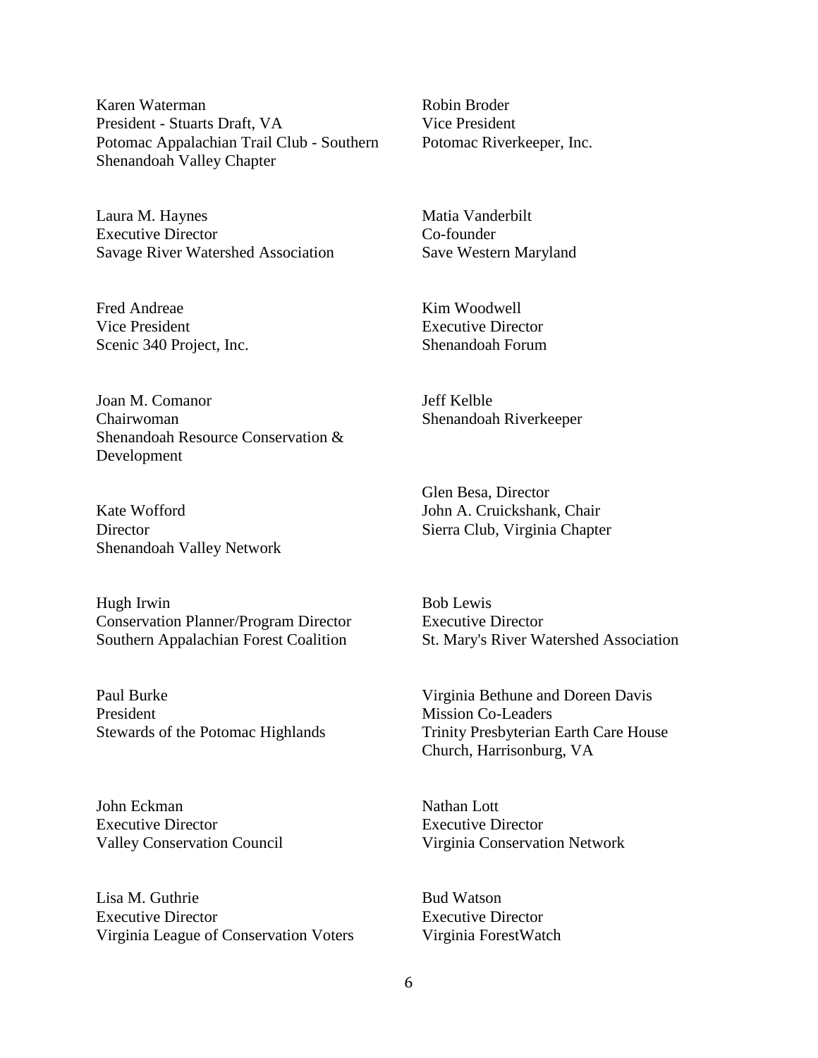Karen Waterman
President - Stuarts Draft, VA
Potomac Appalachian Trail Club - Southern Shenandoah Valley Chapter

Robin Broder
Vice President
Potomac Riverkeeper, Inc.

Laura M. Haynes
Executive Director
Savage River Watershed Association

Matia Vanderbilt
Co-founder
Save Western Maryland

Fred Andreae
Vice President
Scenic 340 Project, Inc.

Kim Woodwell
Executive Director
Shenandoah Forum

Joan M. Comanor
Chairwoman
Shenandoah Resource Conservation & Development

Jeff Kelble
Shenandoah Riverkeeper

Kate Wofford
Director
Shenandoah Valley Network

Glen Besa, Director
John A. Cruickshank, Chair
Sierra Club, Virginia Chapter

Hugh Irwin
Conservation Planner/Program Director
Southern Appalachian Forest Coalition

Bob Lewis
Executive Director
St. Mary's River Watershed Association

Paul Burke
President
Stewards of the Potomac Highlands

Virginia Bethune and Doreen Davis
Mission Co-Leaders
Trinity Presbyterian Earth Care House Church, Harrisonburg, VA

John Eckman
Executive Director
Valley Conservation Council

Nathan Lott
Executive Director
Virginia Conservation Network

Lisa M. Guthrie
Executive Director
Virginia League of Conservation Voters

Bud Watson
Executive Director
Virginia ForestWatch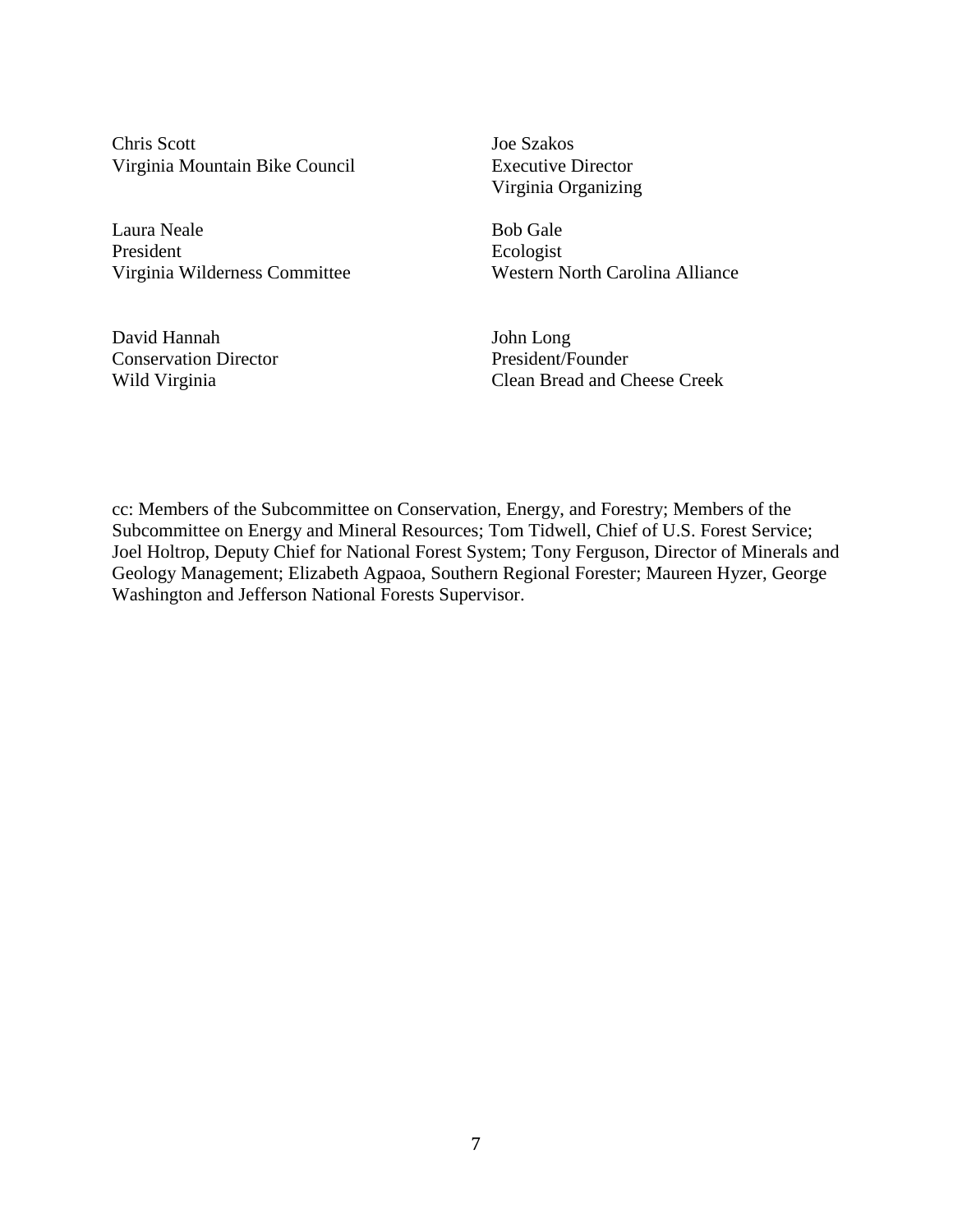Chris Scott
Virginia Mountain Bike Council

Joe Szakos
Executive Director
Virginia Organizing

Laura Neale
President
Virginia Wilderness Committee

Bob Gale
Ecologist
Western North Carolina Alliance

David Hannah
Conservation Director
Wild Virginia

John Long
President/Founder
Clean Bread and Cheese Creek

cc: Members of the Subcommittee on Conservation, Energy, and Forestry; Members of the Subcommittee on Energy and Mineral Resources; Tom Tidwell, Chief of U.S. Forest Service; Joel Holtrop, Deputy Chief for National Forest System; Tony Ferguson, Director of Minerals and Geology Management; Elizabeth Agpaoa, Southern Regional Forester; Maureen Hyzer, George Washington and Jefferson National Forests Supervisor.